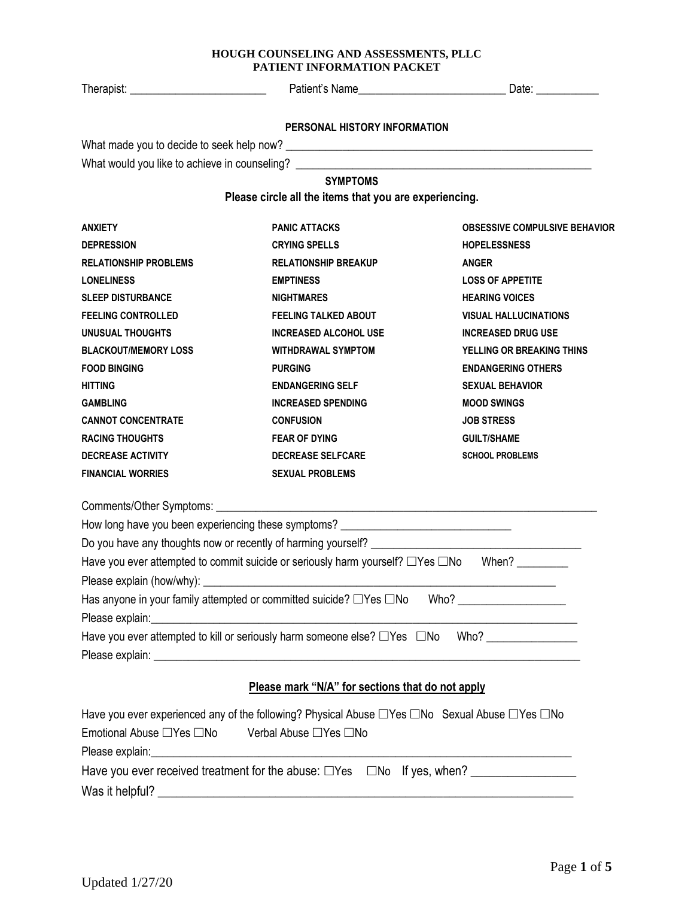**HOUGH COUNSELING AND ASSESSMENTS, PLLC**
**PATIENT INFORMATION PACKET**

Therapist: ________________________ Patient's Name__________________________ Date: ___________

## PERSONAL HISTORY INFORMATION

What made you to decide to seek help now? ___________________________________________________________

What would you like to achieve in counseling? _________________________________________________________

### SYMPTOMS

**Please circle all the items that you are experiencing.**

| | | |
|---|---|---|
| **ANXIETY** | **PANIC ATTACKS** | **OBSESSIVE COMPULSIVE BEHAVIOR** |
| **DEPRESSION** | **CRYING SPELLS** | **HOPELESSNESS** |
| **RELATIONSHIP PROBLEMS** | **RELATIONSHIP BREAKUP** | **ANGER** |
| **LONELINESS** | **EMPTINESS** | **LOSS OF APPETITE** |
| **SLEEP DISTURBANCE** | **NIGHTMARES** | **HEARING VOICES** |
| **FEELING CONTROLLED** | **FEELING TALKED ABOUT** | **VISUAL HALLUCINATIONS** |
| **UNUSUAL THOUGHTS** | **INCREASED ALCOHOL USE** | **INCREASED DRUG USE** |
| **BLACKOUT/MEMORY LOSS** | **WITHDRAWAL SYMPTOM** | **YELLING OR BREAKING THINS** |
| **FOOD BINGING** | **PURGING** | **ENDANGERING OTHERS** |
| **HITTING** | **ENDANGERING SELF** | **SEXUAL BEHAVIOR** |
| **GAMBLING** | **INCREASED SPENDING** | **MOOD SWINGS** |
| **CANNOT CONCENTRATE** | **CONFUSION** | **JOB STRESS** |
| **RACING THOUGHTS** | **FEAR OF DYING** | **GUILT/SHAME** |
| **DECREASE ACTIVITY** | **DECREASE SELFCARE** | **SCHOOL PROBLEMS** |
| **FINANCIAL WORRIES** | **SEXUAL PROBLEMS** | |

Comments/Other Symptoms: ____________________________________________________________________

How long have you been experiencing these symptoms? ______________________________

Do you have any thoughts now or recently of harming yourself? ____________________________________

Have you ever attempted to commit suicide or seriously harm yourself? ☐Yes ☐No When? _________

Please explain (how/why): _________________________________________________________________

Has anyone in your family attempted or committed suicide? ☐Yes ☐No Who? ___________________

Please explain:______________________________________________________________________________

Have you ever attempted to kill or seriously harm someone else? ☐Yes ☐No Who? ________________

Please explain: ______________________________________________________________________________

**<u>Please mark "N/A" for sections that do not apply</u>**

Have you ever experienced any of the following? Physical Abuse ☐Yes ☐No Sexual Abuse ☐Yes ☐No

Emotional Abuse ☐Yes ☐No Verbal Abuse ☐Yes ☐No

Please explain:_____________________________________________________________________________

Have you ever received treatment for the abuse: ☐Yes ☐No If yes, when? _________________

Was it helpful? _____________________________________________________________________________

Updated 1/27/20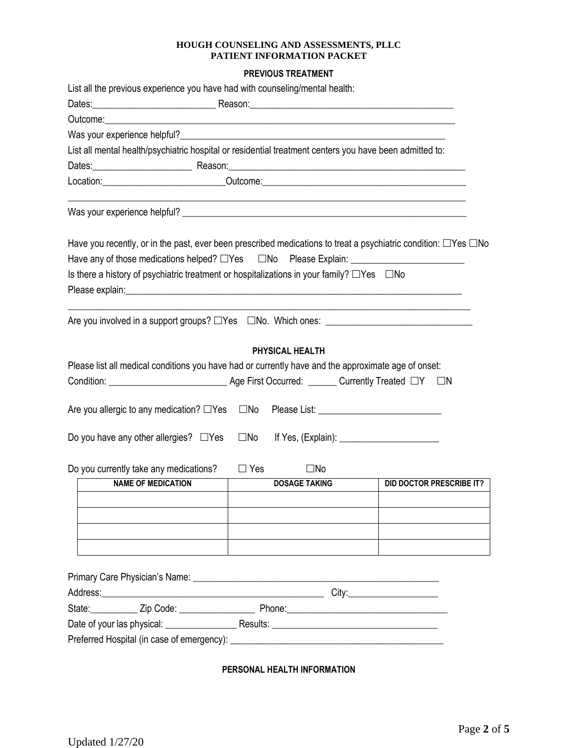**HOUGH COUNSELING AND ASSESSMENTS, PLLC**
**PATIENT INFORMATION PACKET**

## PREVIOUS TREATMENT

List all the previous experience you have had with counseling/mental health:

Dates:_________________________ Reason:__________________________________________

Outcome:_____________________________________________________________________________

Was your experience helpful?_______________________________________________________

List all mental health/psychiatric hospital or residential treatment centers you have been admitted to:

Dates:____________________ Reason:__________________________________________________

Location:_________________________Outcome:___________________________________________

_____________________________________________________________________________________

Was your experience helpful? _______________________________________________________

Have you recently, or in the past, ever been prescribed medications to treat a psychiatric condition: ☐Yes ☐No

Have any of those medications helped? ☐Yes ☐No Please Explain: _______________________

Is there a history of psychiatric treatment or hospitalizations in your family? ☐Yes ☐No

Please explain:_______________________________________________________________________

_____________________________________________________________________________________

Are you involved in a support groups? ☐Yes ☐No. Which ones: _____________________________

## PHYSICAL HEALTH

Please list all medical conditions you have had or currently have and the approximate age of onset:

Condition: ________________________ Age First Occurred: ______ Currently Treated ☐Y ☐N

Are you allergic to any medication? ☐Yes ☐No Please List: _________________________

Do you have any other allergies? ☐Yes ☐No If Yes, (Explain): ____________________

Do you currently take any medications? ☐ Yes ☐No

| NAME OF MEDICATION | DOSAGE TAKING | DID DOCTOR PRESCRIBE IT? |
|---|---|---|
| | | |
| | | |
| | | |
| | | |

Primary Care Physician's Name: ____________________________________________________

Address:_______________________________________________ City:__________________

State:__________ Zip Code: ________________ Phone:_________________________________

Date of your las physical: _______________ Results: __________________________________

Preferred Hospital (in case of emergency): ___________________________________________

## PERSONAL HEALTH INFORMATION

Updated 1/27/20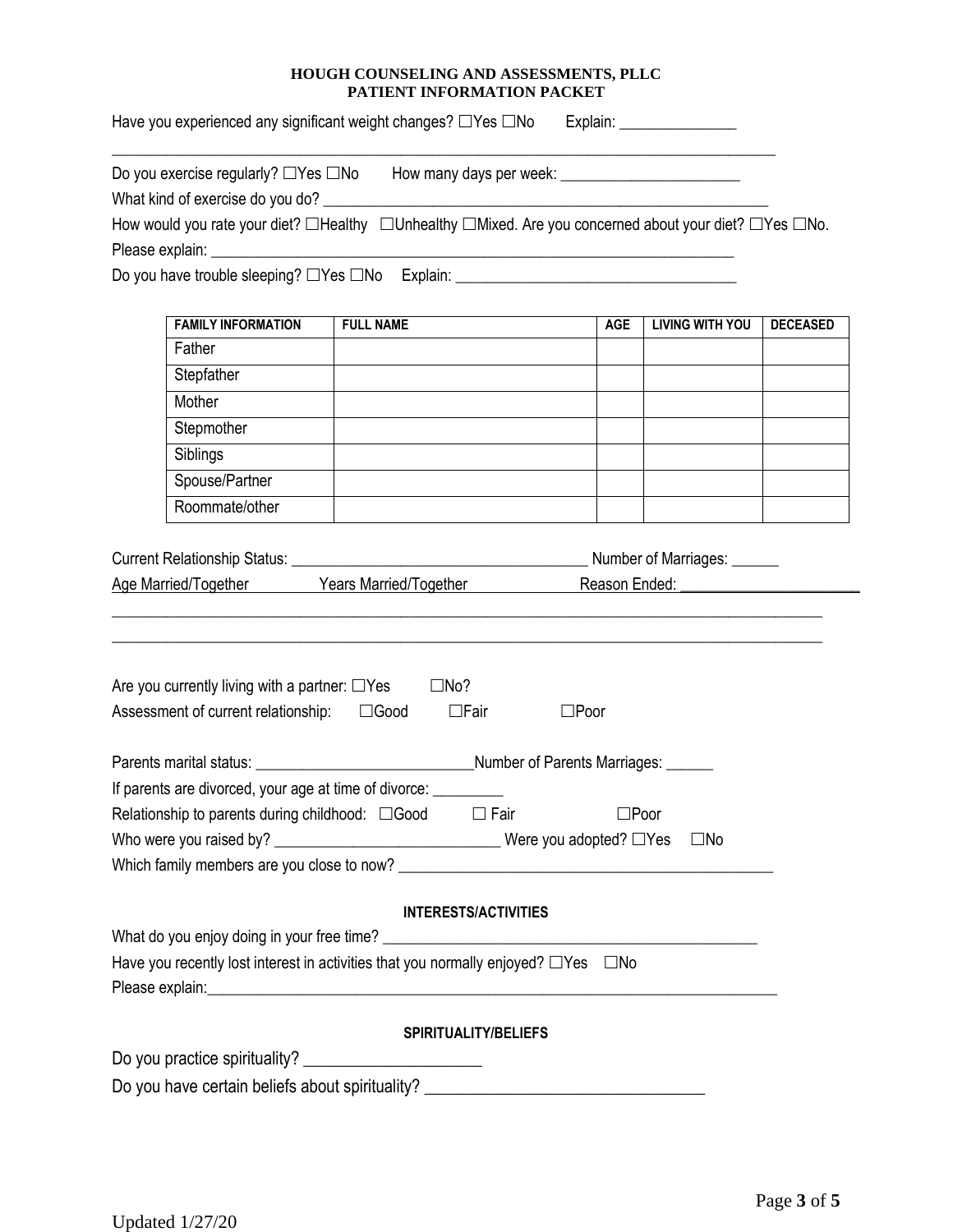Have you experienced any significant weight changes? ☐Yes ☐No  Explain: _______________

_______________________________________________________________________________________

Do you exercise regularly? ☐Yes ☐No  How many days per week: _______________________

What kind of exercise do you do? ___________________________________________________________

How would you rate your diet? ☐Healthy ☐Unhealthy ☐Mixed. Are you concerned about your diet? ☐Yes ☐No.

Please explain: _______________________________________________________________________

Do you have trouble sleeping? ☐Yes ☐No  Explain: ___________________________________

| FAMILY INFORMATION | FULL NAME | AGE | LIVING WITH YOU | DECEASED |
|---|---|---|---|---|
| Father | | | | |
| Stepfather | | | | |
| Mother | | | | |
| Stepmother | | | | |
| Siblings | | | | |
| Spouse/Partner | | | | |
| Roommate/other | | | | |

Current Relationship Status: _____________________________________ Number of Marriages: ______

Age Married/Together   Years Married/Together   Reason Ended: _______________________

_______________________________________________________________________________________

_______________________________________________________________________________________

Are you currently living with a partner: ☐Yes ☐No?

Assessment of current relationship: ☐Good ☐Fair ☐Poor

Parents marital status: ____________________________Number of Parents Marriages: ______

If parents are divorced, your age at time of divorce: _________

Relationship to parents during childhood: ☐Good ☐ Fair ☐Poor

Who were you raised by? _____________________________ Were you adopted? ☐Yes ☐No

Which family members are you close to now? _______________________________________________

**INTERESTS/ACTIVITIES**

What do you enjoy doing in your free time? ________________________________________________

Have you recently lost interest in activities that you normally enjoyed? ☐Yes ☐No

Please explain:_______________________________________________________________________

**SPIRITUALITY/BELIEFS**

Do you practice spirituality? ______________________

Do you have certain beliefs about spirituality? _________________________________

Updated 1/27/20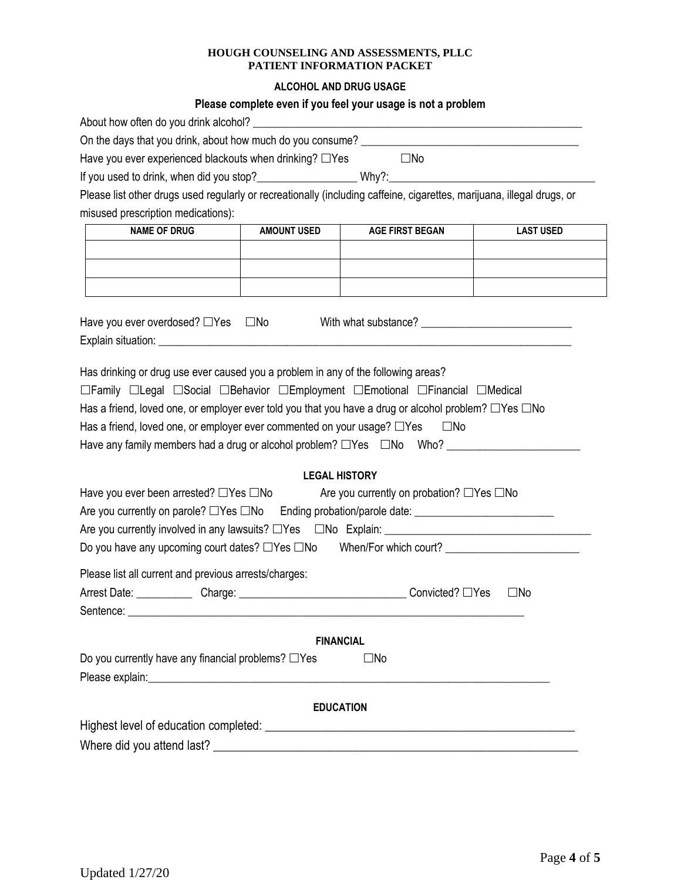**HOUGH COUNSELING AND ASSESSMENTS, PLLC**
**PATIENT INFORMATION PACKET**

### ALCOHOL AND DRUG USAGE

**Please complete even if you feel your usage is not a problem**

About how often do you drink alcohol? ___________________________________________________________

On the days that you drink, about how much do you consume? ______________________________________

Have you ever experienced blackouts when drinking? ☐Yes ☐No

If you used to drink, when did you stop?_________________ Why?:____________________________________

Please list other drugs used regularly or recreationally (including caffeine, cigarettes, marijuana, illegal drugs, or misused prescription medications):

| NAME OF DRUG | AMOUNT USED | AGE FIRST BEGAN | LAST USED |
|---|---|---|---|
| | | | |
| | | | |
| | | | |

Have you ever overdosed? ☐Yes ☐No With what substance? __________________________

Explain situation: _____________________________________________________________________________

Has drinking or drug use ever caused you a problem in any of the following areas?

☐Family ☐Legal ☐Social ☐Behavior ☐Employment ☐Emotional ☐Financial ☐Medical

Has a friend, loved one, or employer ever told you that you have a drug or alcohol problem? ☐Yes ☐No

Has a friend, loved one, or employer ever commented on your usage? ☐Yes ☐No

Have any family members had a drug or alcohol problem? ☐Yes ☐No Who? _______________________

### LEGAL HISTORY

Have you ever been arrested? ☐Yes ☐No Are you currently on probation? ☐Yes ☐No

Are you currently on parole? ☐Yes ☐No Ending probation/parole date: ________________________

Are you currently involved in any lawsuits? ☐Yes ☐No Explain: ____________________________________

Do you have any upcoming court dates? ☐Yes ☐No When/For which court? _______________________

Please list all current and previous arrests/charges:

Arrest Date: __________ Charge: _____________________________ Convicted? ☐Yes ☐No

Sentence: _________________________________________________________________________

### FINANCIAL

Do you currently have any financial problems? ☐Yes ☐No

Please explain:___________________________________________________________________________

### EDUCATION

Highest level of education completed: _____________________________________________________

Where did you attend last? _____________________________________________________________

Updated 1/27/20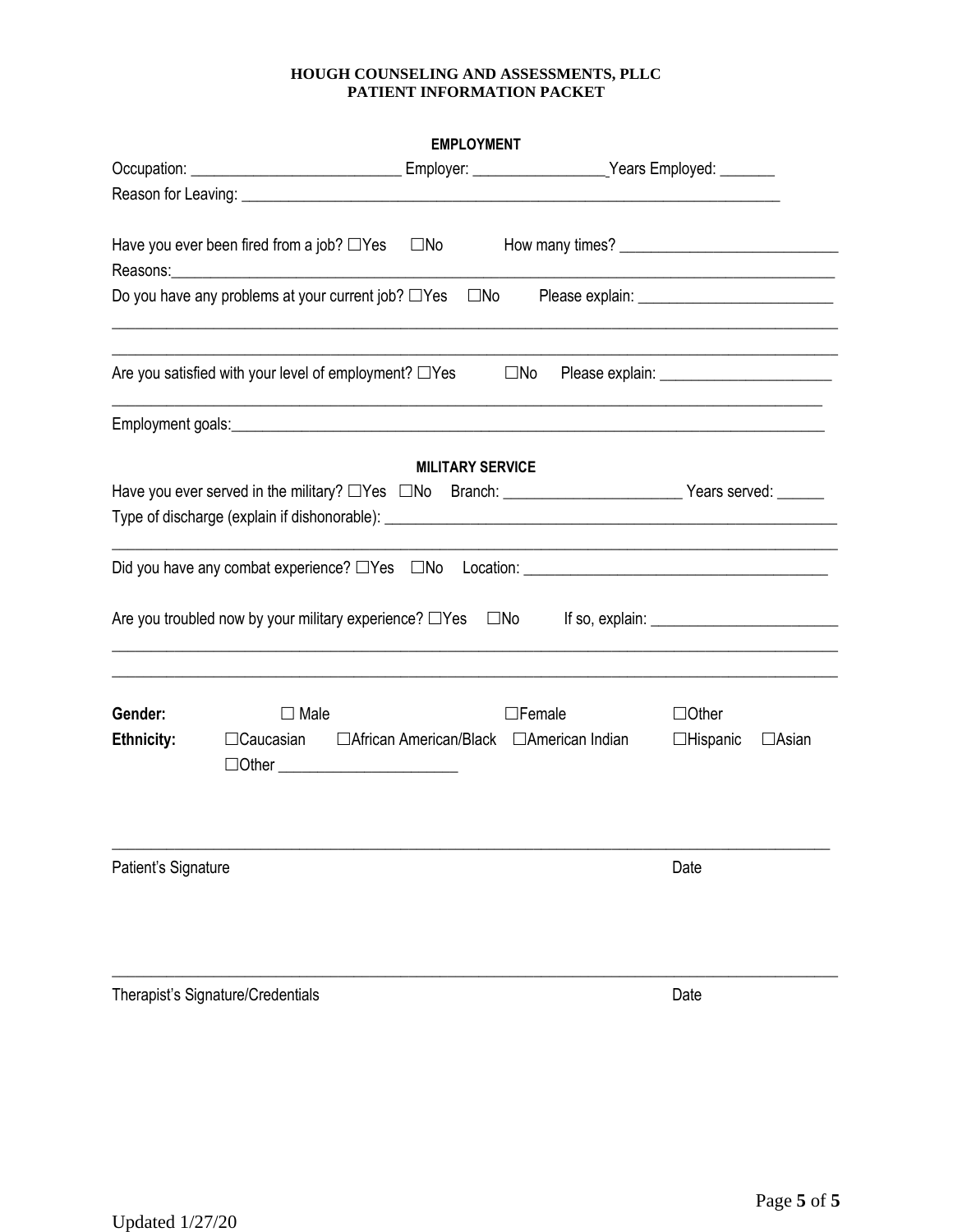**HOUGH COUNSELING AND ASSESSMENTS, PLLC**
**PATIENT INFORMATION PACKET**

## EMPLOYMENT

Occupation: __________________________ Employer: ________________ Years Employed: _______

Reason for Leaving: ______________________________________________________________________

Have you ever been fired from a job? ☐Yes ☐No How many times? ___________________________

Reasons:____________________________________________________________________________

Do you have any problems at your current job? ☐Yes ☐No Please explain: ________________________

_____________________________________________________________________________________

_____________________________________________________________________________________

Are you satisfied with your level of employment? ☐Yes ☐No Please explain: _____________________

_____________________________________________________________________________________

Employment goals:____________________________________________________________________

## MILITARY SERVICE

Have you ever served in the military? ☐Yes ☐No Branch: ______________________ Years served: ______

Type of discharge (explain if dishonorable): __________________________________________________

_____________________________________________________________________________________

Did you have any combat experience? ☐Yes ☐No Location: ______________________________________

Are you troubled now by your military experience? ☐Yes ☐No If so, explain: ______________________

_____________________________________________________________________________________

_____________________________________________________________________________________

**Gender:** ☐ Male ☐Female ☐Other

**Ethnicity:** ☐Caucasian ☐African American/Black ☐American Indian ☐Hispanic ☐Asian ☐Other ______________________

_____________________________________________________________________________________

Patient's Signature Date

_____________________________________________________________________________________

Therapist's Signature/Credentials Date

Updated 1/27/20